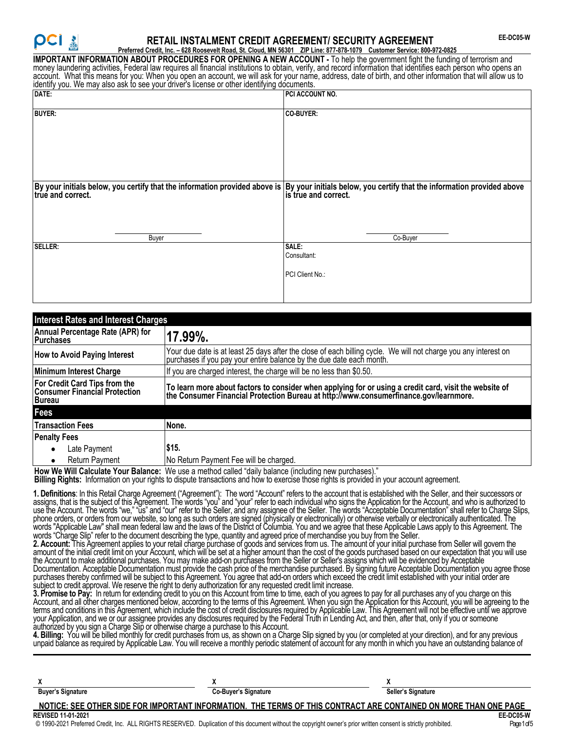# RETAIL INSTALMENT CREDIT AGREEMENT/ SECURITY AGREEMENT

EE-DC05-W

**Preferred Credit, Inc. – 628 Roosevelt Road, St. Cloud, MN 56301 ZIP Line: 877-878-1079 Customer Service: 800-972-0825**

**IMPORTANT INFORMATION ABOUT PROCEDURES FOR OPENING A NEW ACCOUNT -** To help the government fight the funding of terrorism and money laundering activities, Federal law requires all financial institutions to obtain, verify, and record information that identifies each person who opens an account. What this means for you: When you open an account, we will ask for your name, address, date of birth, and other information that will allow us to identify you. We may also ask to see your driver's license or other identifying documents.

| DATE: | PCI ACCOUNT NO. |
|---|---|
| BUYER: | CO-BUYER: |
| **By your initials below, you certify that the information provided above is true and correct.** <br><br> Buyer | **By your initials below, you certify that the information provided above is true and correct.** <br><br> Co-Buyer |
| SELLER: | SALE: <br> Consultant: <br> PCI Client No.: |

| **Interest Rates and Interest Charges** | |
|---|---|
| **Annual Percentage Rate (APR) for Purchases** | **17.99%.** |
| **How to Avoid Paying Interest** | Your due date is at least 25 days after the close of each billing cycle. We will not charge you any interest on purchases if you pay your entire balance by the due date each month. |
| **Minimum Interest Charge** | If you are charged interest, the charge will be no less than $0.50. |
| **For Credit Card Tips from the Consumer Financial Protection Bureau** | **To learn more about factors to consider when applying for or using a credit card, visit the website of the Consumer Financial Protection Bureau at http://www.consumerfinance.gov/learnmore.** |
| **Fees** | |
| **Transaction Fees** | **None.** |
| **Penalty Fees** | |
| • Late Payment | **$15.** |
| • Return Payment | No Return Payment Fee will be charged. |

**How We Will Calculate Your Balance:** We use a method called "daily balance (including new purchases)."
**Billing Rights:** Information on your rights to dispute transactions and how to exercise those rights is provided in your account agreement.

**1. Definitions**: In this Retail Charge Agreement ("Agreement"): The word "Account" refers to the account that is established with the Seller, and their successors or assigns, that is the subject of this Agreement. The words "you" and "your" refer to each individual who signs the Application for the Account, and who is authorized to use the Account. The words "we," "us" and "our" refer to the Seller, and any assignee of the Seller. The words "Acceptable Documentation" shall refer to Charge Slips, phone orders, or orders from our website, so long as such orders are signed (physically or electronically) or otherwise verbally or electronically authenticated. The words "Applicable Law" shall mean federal law and the laws of the District of Columbia. You and we agree that these Applicable Laws apply to this Agreement. The words "Charge Slip" refer to the document describing the type, quantity and agreed price of merchandise you buy from the Seller.

**2. Account:** This Agreement applies to your retail charge purchase of goods and services from us. The amount of your initial purchase from Seller will govern the amount of the initial credit limit on your Account, which will be set at a higher amount than the cost of the goods purchased based on our expectation that you will use the Account to make additional purchases. You may make add-on purchases from the Seller or Seller's assigns which will be evidenced by Acceptable Documentation. Acceptable Documentation must provide the cash price of the merchandise purchased. By signing future Acceptable Documentation you agree those purchases thereby confirmed will be subject to this Agreement. You agree that add-on orders which exceed the credit limit established with your initial order are subject to credit approval. We reserve the right to deny authorization for any requested credit limit increase.

**3. Promise to Pay:** In return for extending credit to you on this Account from time to time, each of you agrees to pay for all purchases any of you charge on this Account, and all other charges mentioned below, according to the terms of this Agreement. When you sign the Application for this Account, you will be agreeing to the terms and conditions in this Agreement, which include the cost of credit disclosures required by Applicable Law. This Agreement will not be effective until we approve your Application, and we or our assignee provides any disclosures required by the Federal Truth in Lending Act, and then, after that, only if you or someone authorized by you sign a Charge Slip or otherwise charge a purchase to this Account.

**4. Billing:** You will be billed monthly for credit purchases from us, as shown on a Charge Slip signed by you (or completed at your direction), and for any previous unpaid balance as required by Applicable Law. You will receive a monthly periodic statement of account for any month in which you have an outstanding balance of

| X | X | X |
|---|---|---|
| **Buyer's Signature** | **Co-Buyer's Signature** | **Seller's Signature** |

**NOTICE: SEE OTHER SIDE FOR IMPORTANT INFORMATION. THE TERMS OF THIS CONTRACT ARE CONTAINED ON MORE THAN ONE PAGE**

**REVISED 11-01-2021**

© 1990-2021 Preferred Credit, Inc. ALL RIGHTS RESERVED. Duplication of this document without the copyright owner's prior written consent is strictly prohibited.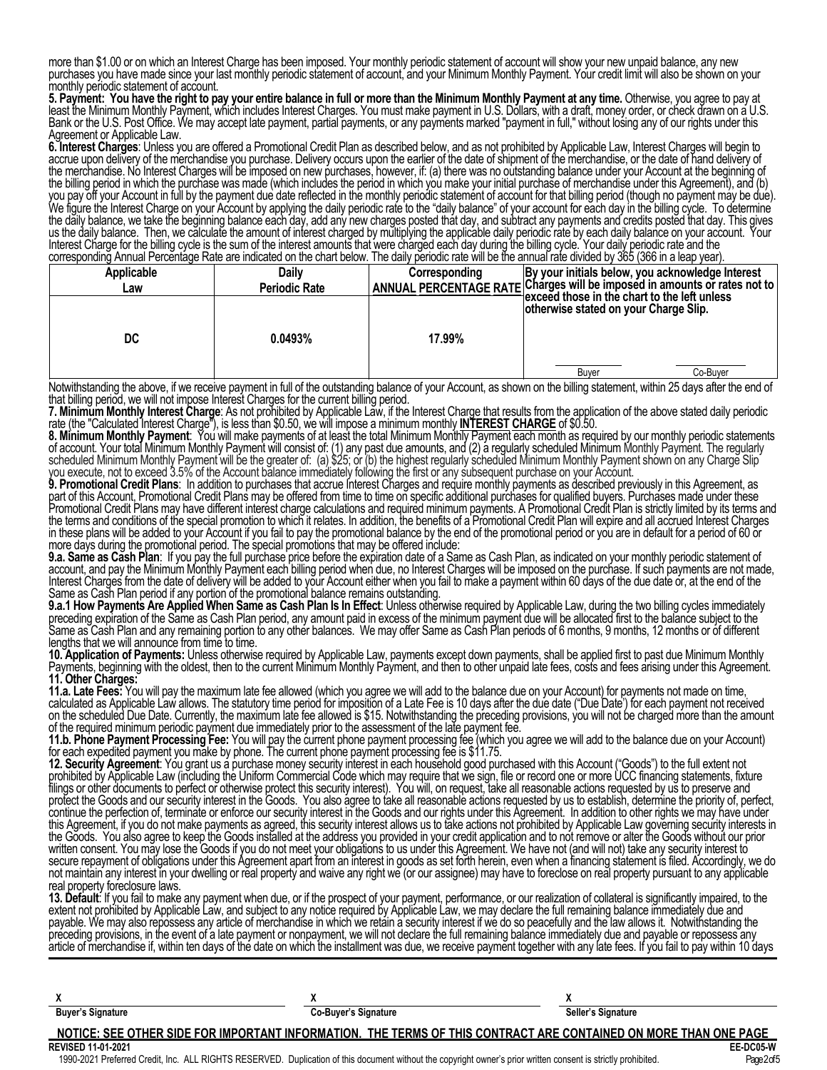more than $1.00 or on which an Interest Charge has been imposed. Your monthly periodic statement of account will show your new unpaid balance, any new purchases you have made since your last monthly periodic statement of account, and your Minimum Monthly Payment. Your credit limit will also be shown on your monthly periodic statement of account.

**5. Payment: You have the right to pay your entire balance in full or more than the Minimum Monthly Payment at any time.** Otherwise, you agree to pay at least the Minimum Monthly Payment, which includes Interest Charges. You must make payment in U.S. Dollars, with a draft, money order, or check drawn on a U.S. Bank or the U.S. Post Office. We may accept late payment, partial payments, or any payments marked "payment in full," without losing any of our rights under this Agreement or Applicable Law.

**6. Interest Charges**: Unless you are offered a Promotional Credit Plan as described below, and as not prohibited by Applicable Law, Interest Charges will begin to accrue upon delivery of the merchandise you purchase. Delivery occurs upon the earlier of the date of shipment of the merchandise, or the date of hand delivery of the merchandise. No Interest Charges will be imposed on new purchases, however, if: (a) there was no outstanding balance under your Account at the beginning of the billing period in which the purchase was made (which includes the period in which you make your initial purchase of merchandise under this Agreement), and (b) you pay off your Account in full by the payment due date reflected in the monthly periodic statement of account for that billing period (though no payment may be due). We figure the Interest Charge on your Account by applying the daily periodic rate to the "daily balance" of your account for each day in the billing cycle. To determine the daily balance, we take the beginning balance each day, add any new charges posted that day, and subtract any payments and credits posted that day. This gives us the daily balance. Then, we calculate the amount of interest charged by multiplying the applicable daily periodic rate by each daily balance on your account. Your Interest Charge for the billing cycle is the sum of the interest amounts that were charged each day during the billing cycle. Your daily periodic rate and the corresponding Annual Percentage Rate are indicated on the chart below. The daily periodic rate will be the annual rate divided by 365 (366 in a leap year).

| Applicable Law | Daily Periodic Rate | Corresponding ANNUAL PERCENTAGE RATE | By your initials below, you acknowledge Interest Charges will be imposed in amounts or rates not to exceed those in the chart to the left unless otherwise stated on your Charge Slip. |
|---|---|---|---|
| DC | 0.0493% | 17.99% | ______ Buyer ______ Co-Buyer |

Notwithstanding the above, if we receive payment in full of the outstanding balance of your Account, as shown on the billing statement, within 25 days after the end of that billing period, we will not impose Interest Charges for the current billing period.

**7. Minimum Monthly Interest Charge**: As not prohibited by Applicable Law, if the Interest Charge that results from the application of the above stated daily periodic rate (the "Calculated Interest Charge"), is less than $0.50, we will impose a minimum monthly **INTEREST CHARGE** of $0.50.

**8. Minimum Monthly Payment**: You will make payments of at least the total Minimum Monthly Payment each month as required by our monthly periodic statements of account. Your total Minimum Monthly Payment will consist of: (1) any past due amounts, and (2) a regularly scheduled Minimum Monthly Payment. The regularly scheduled Minimum Monthly Payment will be the greater of: (a) $25; or (b) the highest regularly scheduled Minimum Monthly Payment shown on any Charge Slip you execute, not to exceed 3.5% of the Account balance immediately following the first or any subsequent purchase on your Account.

**9. Promotional Credit Plans**: In addition to purchases that accrue Interest Charges and require monthly payments as described previously in this Agreement, as part of this Account, Promotional Credit Plans may be offered from time to time on specific additional purchases for qualified buyers. Purchases made under these Promotional Credit Plans may have different interest charge calculations and required minimum payments. A Promotional Credit Plan is strictly limited by its terms and the terms and conditions of the special promotion to which it relates. In addition, the benefits of a Promotional Credit Plan will expire and all accrued Interest Charges in these plans will be added to your Account if you fail to pay the promotional balance by the end of the promotional period or you are in default for a period of 60 or more days during the promotional period. The special promotions that may be offered include:

**9.a. Same as Cash Plan**: If you pay the full purchase price before the expiration date of a Same as Cash Plan, as indicated on your monthly periodic statement of account, and pay the Minimum Monthly Payment each billing period when due, no Interest Charges will be imposed on the purchase. If such payments are not made, Interest Charges from the date of delivery will be added to your Account either when you fail to make a payment within 60 days of the due date or, at the end of the Same as Cash Plan period if any portion of the promotional balance remains outstanding.

**9.a.1 How Payments Are Applied When Same as Cash Plan Is In Effect**: Unless otherwise required by Applicable Law, during the two billing cycles immediately preceding expiration of the Same as Cash Plan period, any amount paid in excess of the minimum payment due will be allocated first to the balance subject to the Same as Cash Plan and any remaining portion to any other balances. We may offer Same as Cash Plan periods of 6 months, 9 months, 12 months or of different lengths that we will announce from time to time.

**10. Application of Payments:** Unless otherwise required by Applicable Law, payments except down payments, shall be applied first to past due Minimum Monthly Payments, beginning with the oldest, then to the current Minimum Monthly Payment, and then to other unpaid late fees, costs and fees arising under this Agreement.

**11. Other Charges:**

**11.a. Late Fees:** You will pay the maximum late fee allowed (which you agree we will add to the balance due on your Account) for payments not made on time, calculated as Applicable Law allows. The statutory time period for imposition of a Late Fee is 10 days after the due date ("Due Date") for each payment not received on the scheduled Due Date. Currently, the maximum late fee allowed is $15. Notwithstanding the preceding provisions, you will not be charged more than the amount of the required minimum periodic payment due immediately prior to the assessment of the late payment fee.

**11.b. Phone Payment Processing Fee:** You will pay the current phone payment processing fee (which you agree we will add to the balance due on your Account) for each expedited payment you make by phone. The current phone payment processing fee is $11.75.

**12. Security Agreement**: You grant us a purchase money security interest in each household good purchased with this Account ("Goods") to the full extent not prohibited by Applicable Law (including the Uniform Commercial Code which may require that we sign, file or record one or more UCC financing statements, fixture filings or other documents to perfect or otherwise protect this security interest). You will, on request, take all reasonable actions requested by us to preserve and protect the Goods and our security interest in the Goods. You also agree to take all reasonable actions requested by us to establish, determine the priority of, perfect, continue the perfection of, terminate or enforce our security interest in the Goods and our rights under this Agreement. In addition to other rights we may have under this Agreement, if you do not make payments as agreed, this security interest allows us to take actions not prohibited by Applicable Law governing security interests in the Goods. You also agree to keep the Goods installed at the address you provided in your credit application and to not remove or alter the Goods without our prior written consent. You may lose the Goods if you do not meet your obligations to us under this Agreement. We have not (and will not) take any security interest to secure repayment of obligations under this Agreement apart from an interest in goods as set forth herein, even when a financing statement is filed. Accordingly, we do not maintain any interest in your dwelling or real property and waive any right we (or our assignee) may have to foreclose on real property pursuant to any applicable real property foreclosure laws.

**13. Default**: If you fail to make any payment when due, or if the prospect of your payment, performance, or our realization of collateral is significantly impaired, to the extent not prohibited by Applicable Law, and subject to any notice required by Applicable Law, we may declare the full remaining balance immediately due and payable. We may also repossess any article of merchandise in which we retain a security interest if we do so peacefully and the law allows it. Notwithstanding the preceding provisions, in the event of a late payment or nonpayment, we will not declare the full remaining balance immediately due and payable or repossess any article of merchandise if, within ten days of the date on which the installment was due, we receive payment together with any late fees. If you fail to pay within 10 days

| X | X | X |
|---|---|---|
| **Buyer's Signature** | **Co-Buyer's Signature** | **Seller's Signature** |

**NOTICE: SEE OTHER SIDE FOR IMPORTANT INFORMATION. THE TERMS OF THIS CONTRACT ARE CONTAINED ON MORE THAN ONE PAGE**

**REVISED 11-01-2021** **EE-DC05-W**

1990-2021 Preferred Credit, Inc. ALL RIGHTS RESERVED. Duplication of this document without the copyright owner's prior written consent is strictly prohibited.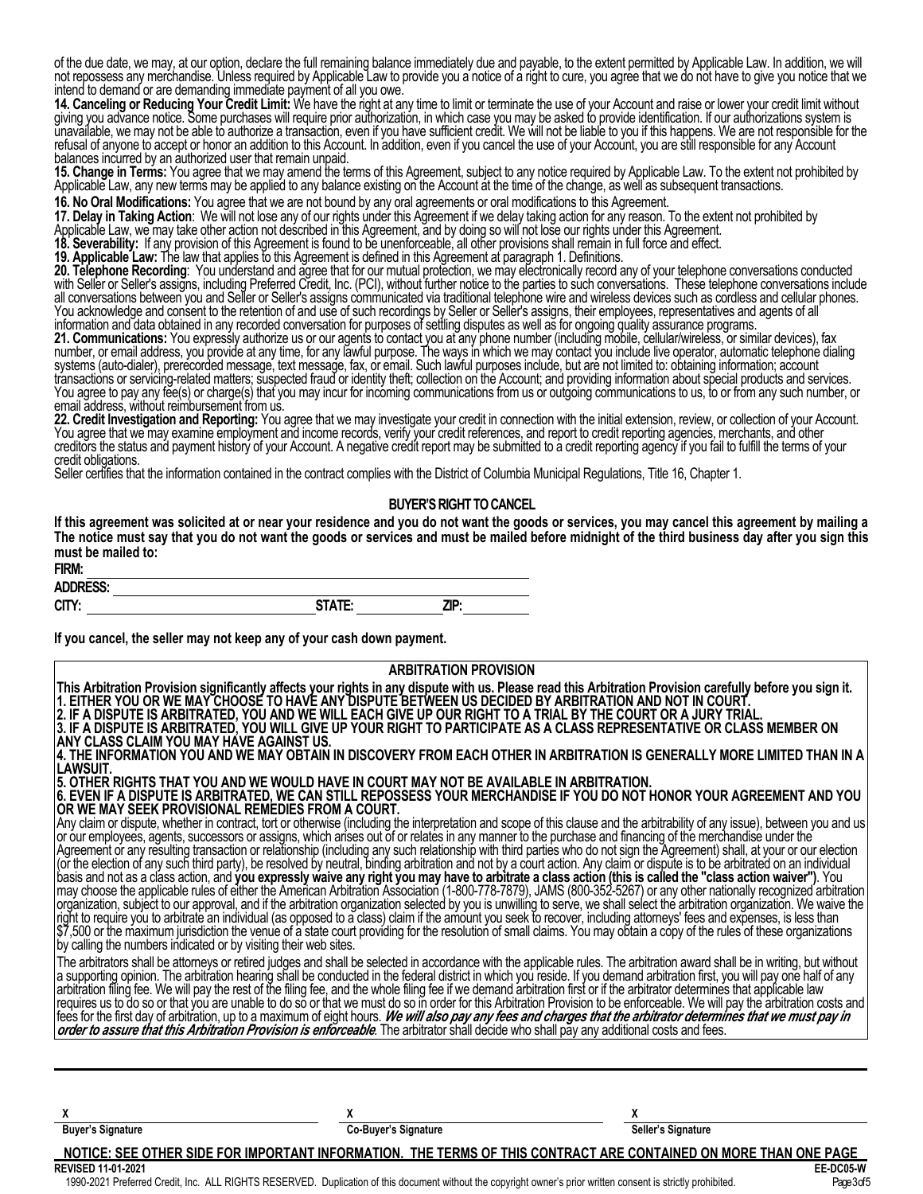of the due date, we may, at our option, declare the full remaining balance immediately due and payable, to the extent permitted by Applicable Law. In addition, we will not repossess any merchandise. Unless required by Applicable Law to provide you a notice of a right to cure, you agree that we do not have to give you notice that we intend to demand or are demanding immediate payment of all you owe.

**14. Canceling or Reducing Your Credit Limit:** We have the right at any time to limit or terminate the use of your Account and raise or lower your credit limit without giving you advance notice. Some purchases will require prior authorization, in which case you may be asked to provide identification. If our authorizations system is unavailable, we may not be able to authorize a transaction, even if you have sufficient credit. We will not be liable to you if this happens. We are not responsible for the refusal of anyone to accept or honor an addition to this Account. In addition, even if you cancel the use of your Account, you are still responsible for any Account balances incurred by an authorized user that remain unpaid.

**15. Change in Terms:** You agree that we may amend the terms of this Agreement, subject to any notice required by Applicable Law. To the extent not prohibited by Applicable Law, any new terms may be applied to any balance existing on the Account at the time of the change, as well as subsequent transactions.

**16. No Oral Modifications:** You agree that we are not bound by any oral agreements or oral modifications to this Agreement.

**17. Delay in Taking Action**: We will not lose any of our rights under this Agreement if we delay taking action for any reason. To the extent not prohibited by Applicable Law, we may take other action not described in this Agreement, and by doing so will not lose our rights under this Agreement.

**18. Severability:** If any provision of this Agreement is found to be unenforceable, all other provisions shall remain in full force and effect.

**19. Applicable Law:** The law that applies to this Agreement is defined in this Agreement at paragraph 1. Definitions.

**20. Telephone Recording**: You understand and agree that for our mutual protection, we may electronically record any of your telephone conversations conducted with Seller or Seller's assigns, including Preferred Credit, Inc. (PCI), without further notice to the parties to such conversations. These telephone conversations include all conversations between you and Seller or Seller's assigns communicated via traditional telephone wire and wireless devices such as cordless and cellular phones. You acknowledge and consent to the retention of and use of such recordings by Seller or Seller's assigns, their employees, representatives and agents of all information and data obtained in any recorded conversation for purposes of settling disputes as well as for ongoing quality assurance programs.

**21. Communications:** You expressly authorize us or our agents to contact you at any phone number (including mobile, cellular/wireless, or similar devices), fax number, or email address, you provide at any time, for any lawful purpose. The ways in which we may contact you include live operator, automatic telephone dialing systems (auto-dialer), prerecorded message, text message, fax, or email. Such lawful purposes include, but are not limited to: obtaining information; account transactions or servicing-related matters; suspected fraud or identity theft; collection on the Account; and providing information about special products and services. You agree to pay any fee(s) or charge(s) that you may incur for incoming communications from us or outgoing communications to us, to or from any such number, or email address, without reimbursement from us.

**22. Credit Investigation and Reporting:** You agree that we may investigate your credit in connection with the initial extension, review, or collection of your Account. You agree that we may examine employment and income records, verify your credit references, and report to credit reporting agencies, merchants, and other creditors the status and payment history of your Account. A negative credit report may be submitted to a credit reporting agency if you fail to fulfill the terms of your credit obligations.

Seller certifies that the information contained in the contract complies with the District of Columbia Municipal Regulations, Title 16, Chapter 1.

## BUYER'S RIGHT TO CANCEL

**If this agreement was solicited at or near your residence and you do not want the goods or services, you may cancel this agreement by mailing a The notice must say that you do not want the goods or services and must be mailed before midnight of the third business day after you sign this must be mailed to:**

**FIRM:** ______________________________

**ADDRESS:** ______________________________

**CITY:** ____________________ **STATE:** __________ **ZIP:** __________

**If you cancel, the seller may not keep any of your cash down payment.**

## ARBITRATION PROVISION

**This Arbitration Provision significantly affects your rights in any dispute with us. Please read this Arbitration Provision carefully before you sign it.**

**1. EITHER YOU OR WE MAY CHOOSE TO HAVE ANY DISPUTE BETWEEN US DECIDED BY ARBITRATION AND NOT IN COURT.**

**2. IF A DISPUTE IS ARBITRATED, YOU AND WE WILL EACH GIVE UP OUR RIGHT TO A TRIAL BY THE COURT OR A JURY TRIAL.**

**3. IF A DISPUTE IS ARBITRATED, YOU WILL GIVE UP YOUR RIGHT TO PARTICIPATE AS A CLASS REPRESENTATIVE OR CLASS MEMBER ON ANY CLASS CLAIM YOU MAY HAVE AGAINST US.**

**4. THE INFORMATION YOU AND WE MAY OBTAIN IN DISCOVERY FROM EACH OTHER IN ARBITRATION IS GENERALLY MORE LIMITED THAN IN A LAWSUIT.**

**5. OTHER RIGHTS THAT YOU AND WE WOULD HAVE IN COURT MAY NOT BE AVAILABLE IN ARBITRATION.**

**6. EVEN IF A DISPUTE IS ARBITRATED, WE CAN STILL REPOSSESS YOUR MERCHANDISE IF YOU DO NOT HONOR YOUR AGREEMENT AND YOU OR WE MAY SEEK PROVISIONAL REMEDIES FROM A COURT.**

Any claim or dispute, whether in contract, tort or otherwise (including the interpretation and scope of this clause and the arbitrability of any issue), between you and us or our employees, agents, successors or assigns, which arises out of or relates in any manner to the purchase and financing of the merchandise under the Agreement or any resulting transaction or relationship (including any such relationship with third parties who do not sign the Agreement) shall, at your or our election (or the election of any such third party), be resolved by neutral, binding arbitration and not by a court action. Any claim or dispute is to be arbitrated on an individual basis and not as a class action, and **you expressly waive any right you may have to arbitrate a class action (this is called the "class action waiver")**. You may choose the applicable rules of either the American Arbitration Association (1-800-778-7879), JAMS (800-352-5267) or any other nationally recognized arbitration organization, subject to our approval, and if the arbitration organization selected by you is unwilling to serve, we shall select the arbitration organization. We waive the right to require you to arbitrate an individual (as opposed to a class) claim if the amount you seek to recover, including attorneys' fees and expenses, is less than $7,500 or the maximum jurisdiction the venue of a state court providing for the resolution of small claims. You may obtain a copy of the rules of these organizations by calling the numbers indicated or by visiting their web sites.

The arbitrators shall be attorneys or retired judges and shall be selected in accordance with the applicable rules. The arbitration award shall be in writing, but without a supporting opinion. The arbitration hearing shall be conducted in the federal district in which you reside. If you demand arbitration first, you will pay one half of any arbitration filing fee. We will pay the rest of the filing fee, and the whole filing fee if we demand arbitration first or if the arbitrator determines that applicable law requires us to do so or that you are unable to do so or that we must do so in order for this Arbitration Provision to be enforceable. We will pay the arbitration costs and fees for the first day of arbitration, up to a maximum of eight hours. ***We will also pay any fees and charges that the arbitrator determines that we must pay in order to assure that this Arbitration Provision is enforceable***. The arbitrator shall decide who shall pay any additional costs and fees.

| X | X | X |
|---|---|---|
| **Buyer's Signature** | **Co-Buyer's Signature** | **Seller's Signature** |

**NOTICE: SEE OTHER SIDE FOR IMPORTANT INFORMATION. THE TERMS OF THIS CONTRACT ARE CONTAINED ON MORE THAN ONE PAGE**

**REVISED 11-01-2021** **EE-DC05-W**

1990-2021 Preferred Credit, Inc. ALL RIGHTS RESERVED. Duplication of this document without the copyright owner's prior written consent is strictly prohibited.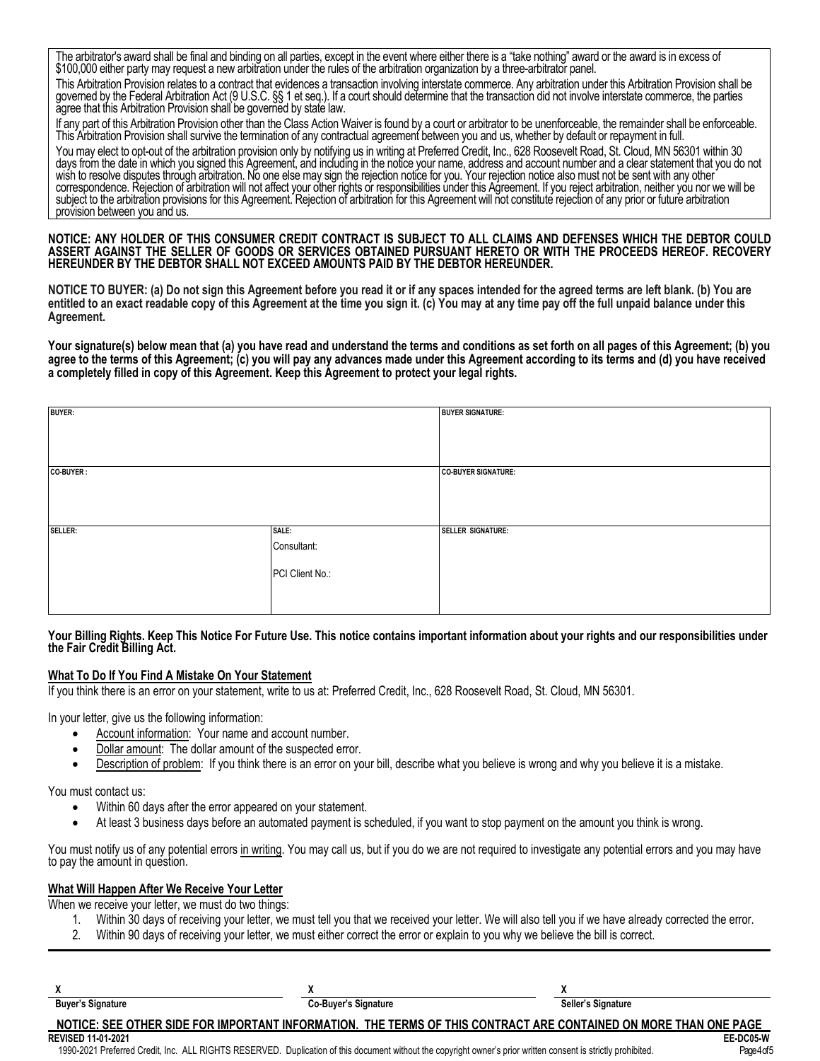The arbitrator's award shall be final and binding on all parties, except in the event where either there is a "take nothing" award or the award is in excess of $100,000 either party may request a new arbitration under the rules of the arbitration organization by a three-arbitrator panel.

This Arbitration Provision relates to a contract that evidences a transaction involving interstate commerce. Any arbitration under this Arbitration Provision shall be governed by the Federal Arbitration Act (9 U.S.C. §§ 1 et seq.). If a court should determine that the transaction did not involve interstate commerce, the parties agree that this Arbitration Provision shall be governed by state law.

If any part of this Arbitration Provision other than the Class Action Waiver is found by a court or arbitrator to be unenforceable, the remainder shall be enforceable. This Arbitration Provision shall survive the termination of any contractual agreement between you and us, whether by default or repayment in full.

You may elect to opt-out of the arbitration provision only by notifying us in writing at Preferred Credit, Inc., 628 Roosevelt Road, St. Cloud, MN 56301 within 30 days from the date in which you signed this Agreement, and including in the notice your name, address and account number and a clear statement that you do not wish to resolve disputes through arbitration. No one else may sign the rejection notice for you. Your rejection notice also must not be sent with any other correspondence. Rejection of arbitration will not affect your other rights or responsibilities under this Agreement. If you reject arbitration, neither you nor we will be subject to the arbitration provisions for this Agreement. Rejection of arbitration for this Agreement will not constitute rejection of any prior or future arbitration provision between you and us.

**NOTICE: ANY HOLDER OF THIS CONSUMER CREDIT CONTRACT IS SUBJECT TO ALL CLAIMS AND DEFENSES WHICH THE DEBTOR COULD ASSERT AGAINST THE SELLER OF GOODS OR SERVICES OBTAINED PURSUANT HERETO OR WITH THE PROCEEDS HEREOF. RECOVERY HEREUNDER BY THE DEBTOR SHALL NOT EXCEED AMOUNTS PAID BY THE DEBTOR HEREUNDER.**

**NOTICE TO BUYER: (a) Do not sign this Agreement before you read it or if any spaces intended for the agreed terms are left blank. (b) You are entitled to an exact readable copy of this Agreement at the time you sign it. (c) You may at any time pay off the full unpaid balance under this Agreement.**

**Your signature(s) below mean that (a) you have read and understand the terms and conditions as set forth on all pages of this Agreement; (b) you agree to the terms of this Agreement; (c) you will pay any advances made under this Agreement according to its terms and (d) you have received a completely filled in copy of this Agreement. Keep this Agreement to protect your legal rights.**

| **BUYER:** | | **BUYER SIGNATURE:** |
|---|---|---|
| **CO-BUYER :** | | **CO-BUYER SIGNATURE:** |
| **SELLER:** | **SALE:** Consultant: PCI Client No.: | **SELLER SIGNATURE:** |

**Your Billing Rights. Keep This Notice For Future Use. This notice contains important information about your rights and our responsibilities under the Fair Credit Billing Act.**

**What To Do If You Find A Mistake On Your Statement**

If you think there is an error on your statement, write to us at: Preferred Credit, Inc., 628 Roosevelt Road, St. Cloud, MN 56301.

In your letter, give us the following information:

- Account information: Your name and account number.
- Dollar amount: The dollar amount of the suspected error.
- Description of problem: If you think there is an error on your bill, describe what you believe is wrong and why you believe it is a mistake.

You must contact us:

- Within 60 days after the error appeared on your statement.
- At least 3 business days before an automated payment is scheduled, if you want to stop payment on the amount you think is wrong.

You must notify us of any potential errors in writing. You may call us, but if you do we are not required to investigate any potential errors and you may have to pay the amount in question.

**What Will Happen After We Receive Your Letter**

When we receive your letter, we must do two things:

1. Within 30 days of receiving your letter, we must tell you that we received your letter. We will also tell you if we have already corrected the error.
2. Within 90 days of receiving your letter, we must either correct the error or explain to you why we believe the bill is correct.

| X | X | X |
|---|---|---|
| **Buyer's Signature** | **Co-Buyer's Signature** | **Seller's Signature** |

**NOTICE: SEE OTHER SIDE FOR IMPORTANT INFORMATION. THE TERMS OF THIS CONTRACT ARE CONTAINED ON MORE THAN ONE PAGE**

**REVISED 11-01-2021** **EE-DC05-W**

1990-2021 Preferred Credit, Inc. ALL RIGHTS RESERVED. Duplication of this document without the copyright owner's prior written consent is strictly prohibited.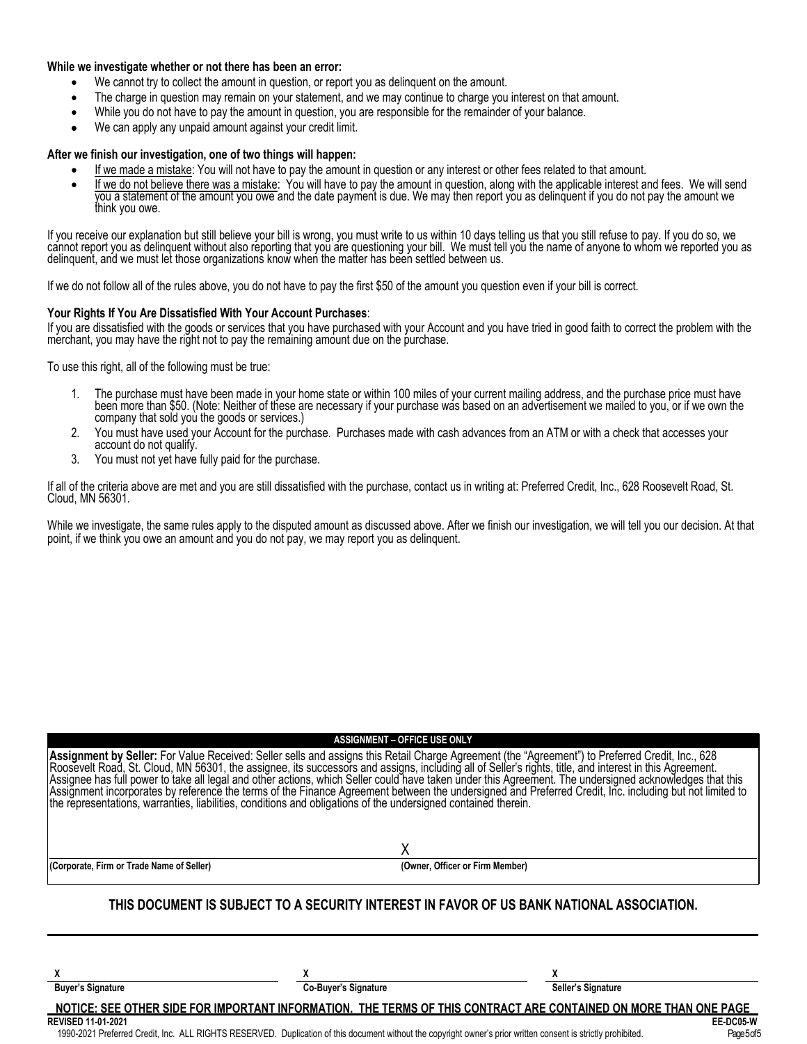**While we investigate whether or not there has been an error:**

- We cannot try to collect the amount in question, or report you as delinquent on the amount.
- The charge in question may remain on your statement, and we may continue to charge you interest on that amount.
- While you do not have to pay the amount in question, you are responsible for the remainder of your balance.
- We can apply any unpaid amount against your credit limit.

**After we finish our investigation, one of two things will happen:**

- If we made a mistake: You will not have to pay the amount in question or any interest or other fees related to that amount.
- If we do not believe there was a mistake: You will have to pay the amount in question, along with the applicable interest and fees. We will send you a statement of the amount you owe and the date payment is due. We may then report you as delinquent if you do not pay the amount we think you owe.

If you receive our explanation but still believe your bill is wrong, you must write to us within 10 days telling us that you still refuse to pay. If you do so, we cannot report you as delinquent without also reporting that you are questioning your bill. We must tell you the name of anyone to whom we reported you as delinquent, and we must let those organizations know when the matter has been settled between us.

If we do not follow all of the rules above, you do not have to pay the first $50 of the amount you question even if your bill is correct.

**Your Rights If You Are Dissatisfied With Your Account Purchases**:

If you are dissatisfied with the goods or services that you have purchased with your Account and you have tried in good faith to correct the problem with the merchant, you may have the right not to pay the remaining amount due on the purchase.

To use this right, all of the following must be true:

1. The purchase must have been made in your home state or within 100 miles of your current mailing address, and the purchase price must have been more than $50. (Note: Neither of these are necessary if your purchase was based on an advertisement we mailed to you, or if we own the company that sold you the goods or services.)
2. You must have used your Account for the purchase. Purchases made with cash advances from an ATM or with a check that accesses your account do not qualify.
3. You must not yet have fully paid for the purchase.

If all of the criteria above are met and you are still dissatisfied with the purchase, contact us in writing at: Preferred Credit, Inc., 628 Roosevelt Road, St. Cloud, MN 56301.

While we investigate, the same rules apply to the disputed amount as discussed above. After we finish our investigation, we will tell you our decision. At that point, if we think you owe an amount and you do not pay, we may report you as delinquent.

**ASSIGNMENT – OFFICE USE ONLY**

**Assignment by Seller:** For Value Received: Seller sells and assigns this Retail Charge Agreement (the "Agreement") to Preferred Credit, Inc., 628 Roosevelt Road, St. Cloud, MN 56301, the assignee, its successors and assigns, including all of Seller's rights, title, and interest in this Agreement. Assignee has full power to take all legal and other actions, which Seller could have taken under this Agreement. The undersigned acknowledges that this Assignment incorporates by reference the terms of the Finance Agreement between the undersigned and Preferred Credit, Inc. including but not limited to the representations, warranties, liabilities, conditions and obligations of the undersigned contained therein.

| | |
|---|---|
| | X |
| **(Corporate, Firm or Trade Name of Seller)** | **(Owner, Officer or Firm Member)** |

**THIS DOCUMENT IS SUBJECT TO A SECURITY INTEREST IN FAVOR OF US BANK NATIONAL ASSOCIATION.**

| | | |
|---|---|---|
| X | X | X |
| **Buyer's Signature** | **Co-Buyer's Signature** | **Seller's Signature** |

**NOTICE: SEE OTHER SIDE FOR IMPORTANT INFORMATION. THE TERMS OF THIS CONTRACT ARE CONTAINED ON MORE THAN ONE PAGE**

**REVISED 11-01-2021** **EE-DC05-W**

1990-2021 Preferred Credit, Inc. ALL RIGHTS RESERVED. Duplication of this document without the copyright owner's prior written consent is strictly prohibited.